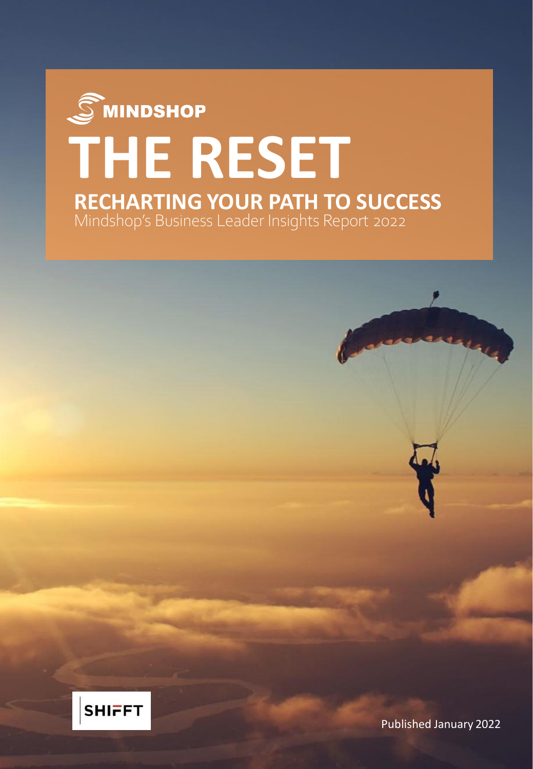MINDSHOP

# THE RESET

## RECHARTING YOUR PATH TO SUCCESS

Mindshop's Business Leader Insights Report 2022

SHIFFT

Published January 2022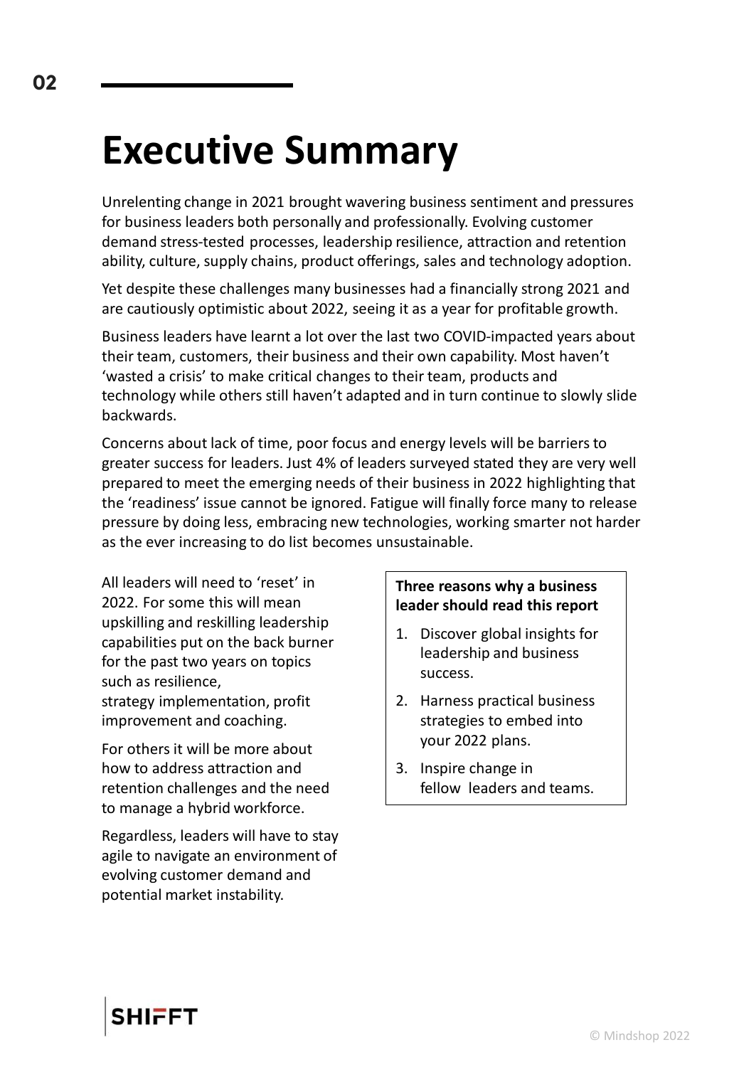# Executive Summary

Unrelenting change in 2021 brought wavering business sentiment and pressures for business leaders both personally and professionally. Evolving customer demand stress-tested processes, leadership resilience, attraction and retention ability, culture, supply chains, product offerings, sales and technology adoption.

Yet despite these challenges many businesses had a financially strong 2021 and are cautiously optimistic about 2022, seeing it as a year for profitable growth.

Business leaders have learnt a lot over the last two COVID-impacted years about their team, customers, their business and their own capability. Most haven't 'wasted a crisis' to make critical changes to their team, products and technology while others still haven't adapted and in turn continue to slowly slide backwards.

Concerns about lack of time, poor focus and energy levels will be barriers to greater success for leaders. Just 4% of leaders surveyed stated they are very well prepared to meet the emerging needs of their business in 2022 highlighting that the 'readiness' issue cannot be ignored. Fatigue will finally force many to release pressure by doing less, embracing new technologies, working smarter not harder as the ever increasing to do list becomes unsustainable.

All leaders will need to 'reset' in 2022. For some this will mean upskilling and reskilling leadership capabilities put on the back burner for the past two years on topics such as resilience, strategy implementation, profit improvement and coaching.

For others it will be more about how to address attraction and retention challenges and the need to manage a hybrid workforce.

Regardless, leaders will have to stay agile to navigate an environment of evolving customer demand and potential market instability.

**Three reasons why a business leader should read this report**

1. Discover global insights for leadership and business success.
2. Harness practical business strategies to embed into your 2022 plans.
3. Inspire change in fellow leaders and teams.

SHIFFT

© Mindshop 2022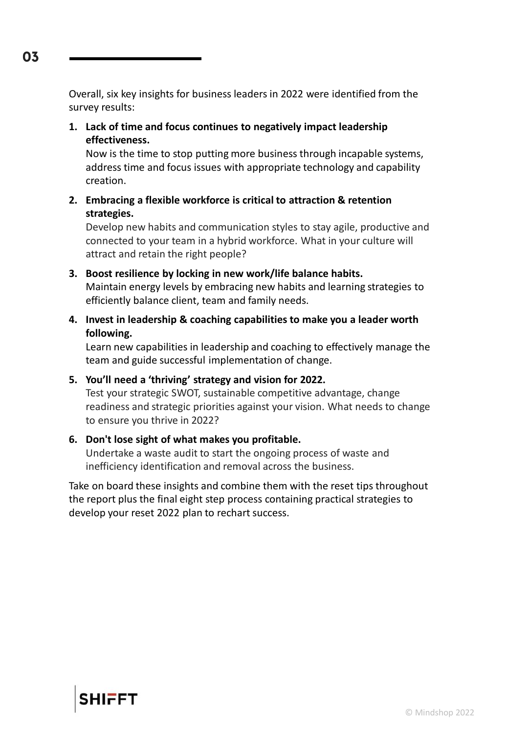Overall, six key insights for business leaders in 2022 were identified from the survey results:

1. **Lack of time and focus continues to negatively impact leadership effectiveness.**
   Now is the time to stop putting more business through incapable systems, address time and focus issues with appropriate technology and capability creation.
2. **Embracing a flexible workforce is critical to attraction & retention strategies.**
   Develop new habits and communication styles to stay agile, productive and connected to your team in a hybrid workforce. What in your culture will attract and retain the right people?
3. **Boost resilience by locking in new work/life balance habits.**
   Maintain energy levels by embracing new habits and learning strategies to efficiently balance client, team and family needs.
4. **Invest in leadership & coaching capabilities to make you a leader worth following.**
   Learn new capabilities in leadership and coaching to effectively manage the team and guide successful implementation of change.
5. **You'll need a 'thriving' strategy and vision for 2022.**
   Test your strategic SWOT, sustainable competitive advantage, change readiness and strategic priorities against your vision. What needs to change to ensure you thrive in 2022?
6. **Don't lose sight of what makes you profitable.**
   Undertake a waste audit to start the ongoing process of waste and inefficiency identification and removal across the business.

Take on board these insights and combine them with the reset tips throughout the report plus the final eight step process containing practical strategies to develop your reset 2022 plan to rechart success.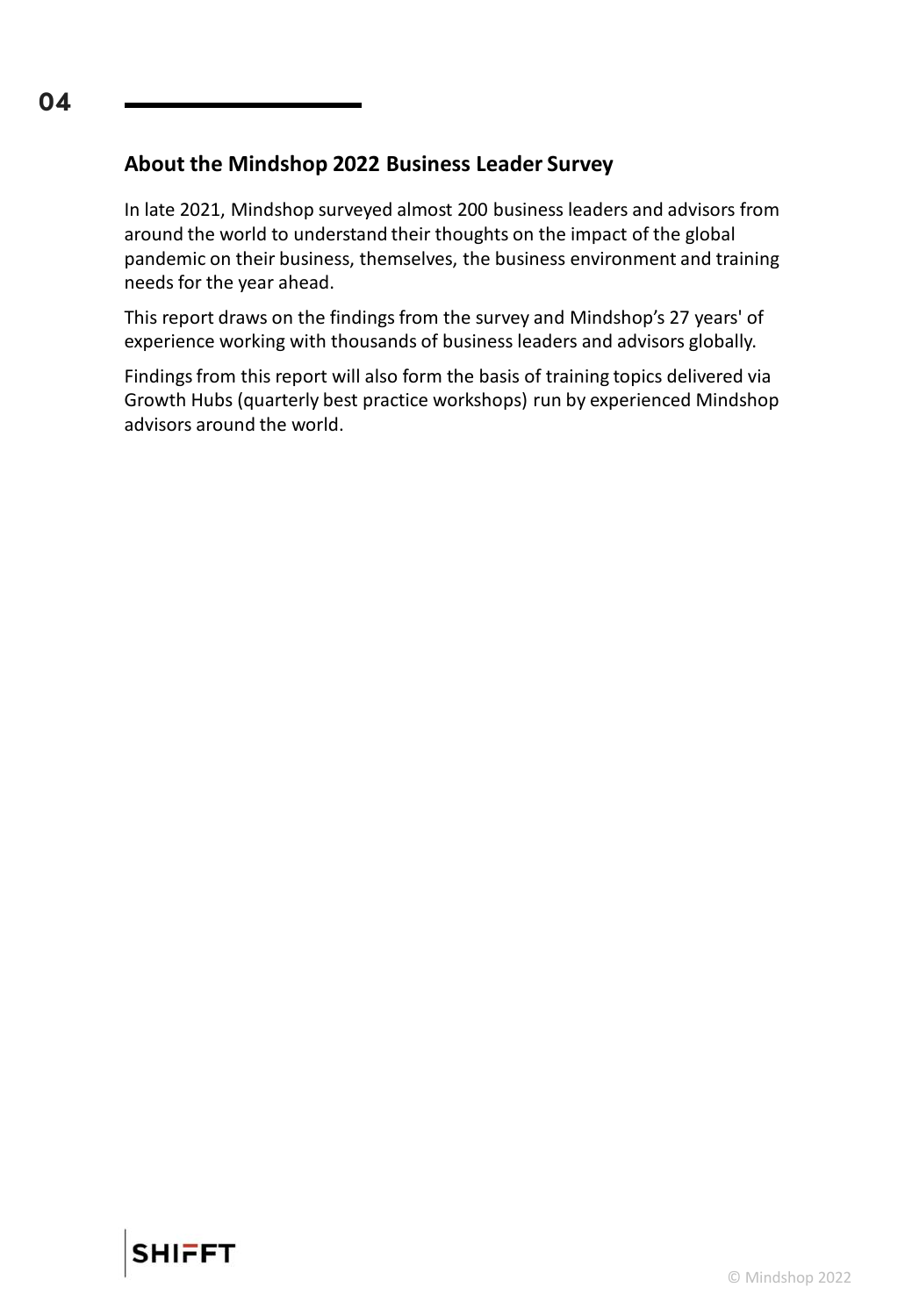## About the Mindshop 2022 Business Leader Survey

In late 2021, Mindshop surveyed almost 200 business leaders and advisors from around the world to understand their thoughts on the impact of the global pandemic on their business, themselves, the business environment and training needs for the year ahead.

This report draws on the findings from the survey and Mindshop's 27 years' of experience working with thousands of business leaders and advisors globally.

Findings from this report will also form the basis of training topics delivered via Growth Hubs (quarterly best practice workshops) run by experienced Mindshop advisors around the world.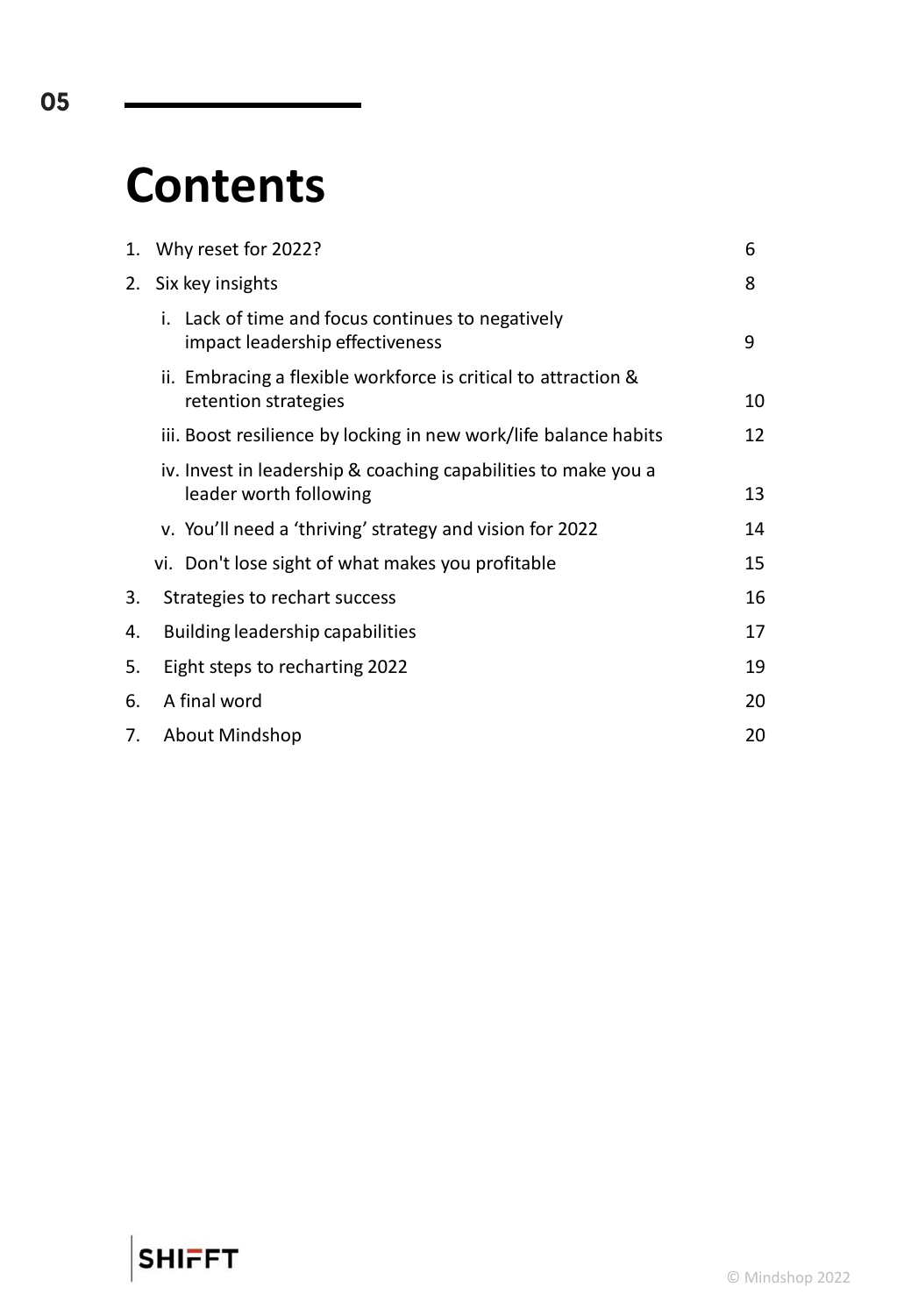# Contents

| | | |
|---|---|---|
| 1. | Why reset for 2022? | 6 |
| 2. | Six key insights | 8 |
| | i. Lack of time and focus continues to negatively impact leadership effectiveness | 9 |
| | ii. Embracing a flexible workforce is critical to attraction & retention strategies | 10 |
| | iii. Boost resilience by locking in new work/life balance habits | 12 |
| | iv. Invest in leadership & coaching capabilities to make you a leader worth following | 13 |
| | v. You'll need a 'thriving' strategy and vision for 2022 | 14 |
| | vi. Don't lose sight of what makes you profitable | 15 |
| 3. | Strategies to rechart success | 16 |
| 4. | Building leadership capabilities | 17 |
| 5. | Eight steps to recharting 2022 | 19 |
| 6. | A final word | 20 |
| 7. | About Mindshop | 20 |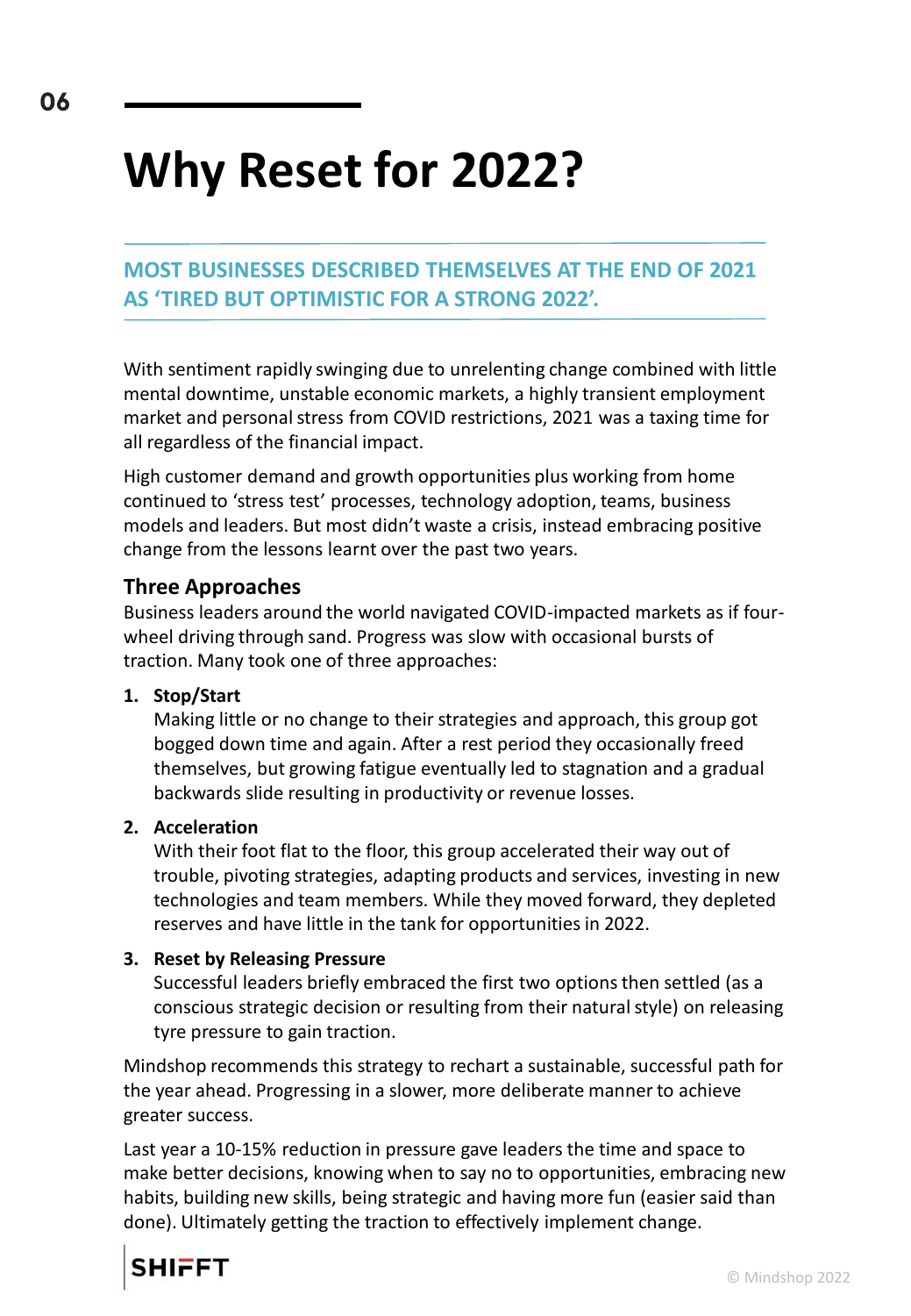# Why Reset for 2022?

**MOST BUSINESSES DESCRIBED THEMSELVES AT THE END OF 2021 AS 'TIRED BUT OPTIMISTIC FOR A STRONG 2022'.**

With sentiment rapidly swinging due to unrelenting change combined with little mental downtime, unstable economic markets, a highly transient employment market and personal stress from COVID restrictions, 2021 was a taxing time for all regardless of the financial impact.

High customer demand and growth opportunities plus working from home continued to 'stress test' processes, technology adoption, teams, business models and leaders. But most didn't waste a crisis, instead embracing positive change from the lessons learnt over the past two years.

## Three Approaches

Business leaders around the world navigated COVID-impacted markets as if four-wheel driving through sand. Progress was slow with occasional bursts of traction. Many took one of three approaches:

1. **Stop/Start**
   Making little or no change to their strategies and approach, this group got bogged down time and again. After a rest period they occasionally freed themselves, but growing fatigue eventually led to stagnation and a gradual backwards slide resulting in productivity or revenue losses.

2. **Acceleration**
   With their foot flat to the floor, this group accelerated their way out of trouble, pivoting strategies, adapting products and services, investing in new technologies and team members. While they moved forward, they depleted reserves and have little in the tank for opportunities in 2022.

3. **Reset by Releasing Pressure**
   Successful leaders briefly embraced the first two options then settled (as a conscious strategic decision or resulting from their natural style) on releasing tyre pressure to gain traction.

Mindshop recommends this strategy to rechart a sustainable, successful path for the year ahead. Progressing in a slower, more deliberate manner to achieve greater success.

Last year a 10-15% reduction in pressure gave leaders the time and space to make better decisions, knowing when to say no to opportunities, embracing new habits, building new skills, being strategic and having more fun (easier said than done). Ultimately getting the traction to effectively implement change.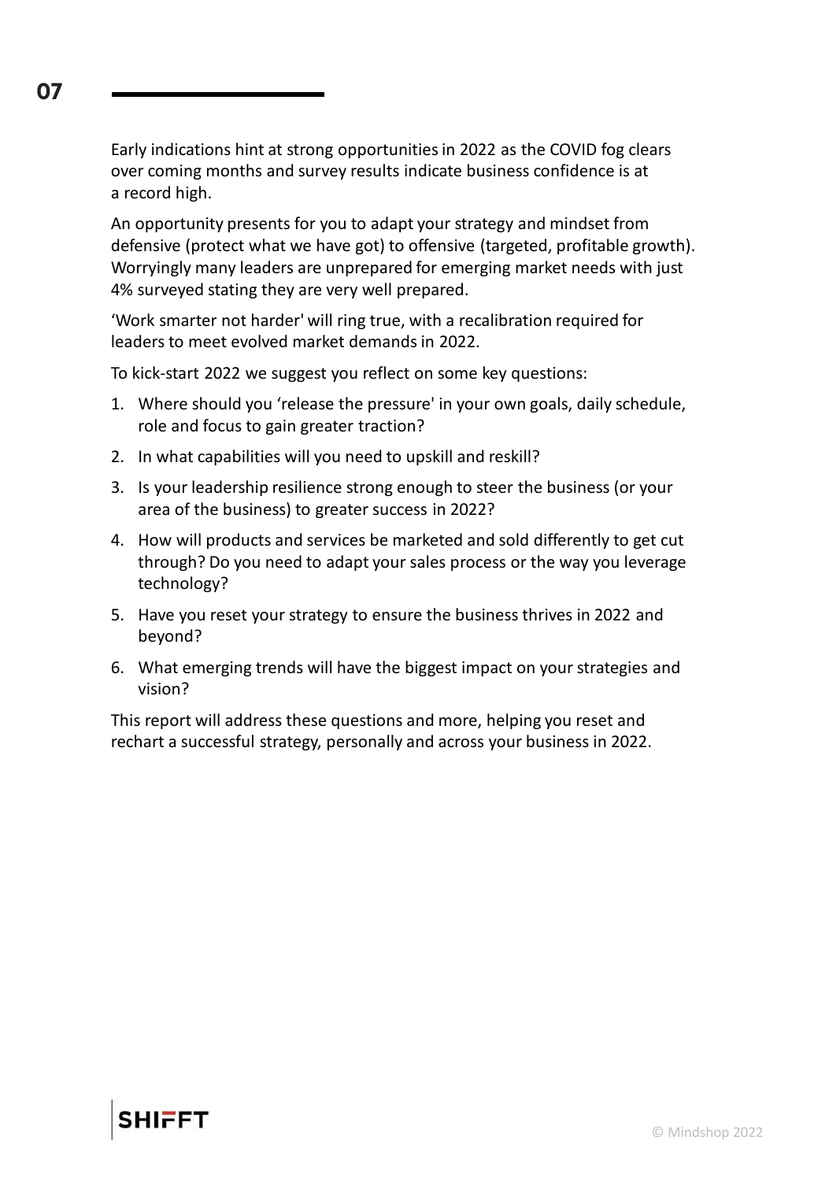Early indications hint at strong opportunities in 2022 as the COVID fog clears over coming months and survey results indicate business confidence is at a record high.

An opportunity presents for you to adapt your strategy and mindset from defensive (protect what we have got) to offensive (targeted, profitable growth). Worryingly many leaders are unprepared for emerging market needs with just 4% surveyed stating they are very well prepared.

'Work smarter not harder' will ring true, with a recalibration required for leaders to meet evolved market demands in 2022.

To kick-start 2022 we suggest you reflect on some key questions:

1. Where should you 'release the pressure' in your own goals, daily schedule, role and focus to gain greater traction?
2. In what capabilities will you need to upskill and reskill?
3. Is your leadership resilience strong enough to steer the business (or your area of the business) to greater success in 2022?
4. How will products and services be marketed and sold differently to get cut through? Do you need to adapt your sales process or the way you leverage technology?
5. Have you reset your strategy to ensure the business thrives in 2022 and beyond?
6. What emerging trends will have the biggest impact on your strategies and vision?

This report will address these questions and more, helping you reset and rechart a successful strategy, personally and across your business in 2022.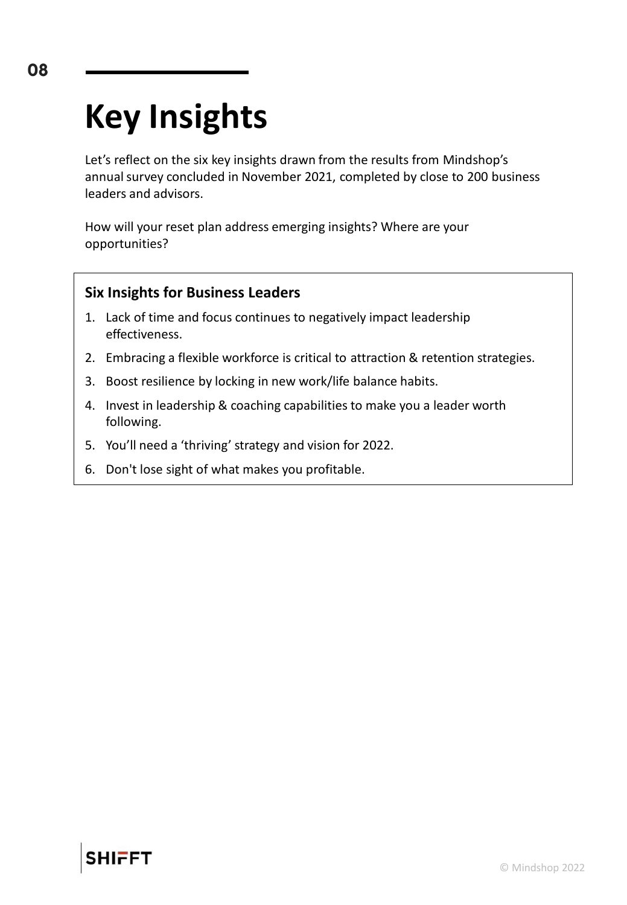# Key Insights

Let’s reflect on the six key insights drawn from the results from Mindshop’s annual survey concluded in November 2021, completed by close to 200 business leaders and advisors.

How will your reset plan address emerging insights? Where are your opportunities?

**Six Insights for Business Leaders**

1. Lack of time and focus continues to negatively impact leadership effectiveness.
2. Embracing a flexible workforce is critical to attraction & retention strategies.
3. Boost resilience by locking in new work/life balance habits.
4. Invest in leadership & coaching capabilities to make you a leader worth following.
5. You’ll need a ‘thriving’ strategy and vision for 2022.
6. Don't lose sight of what makes you profitable.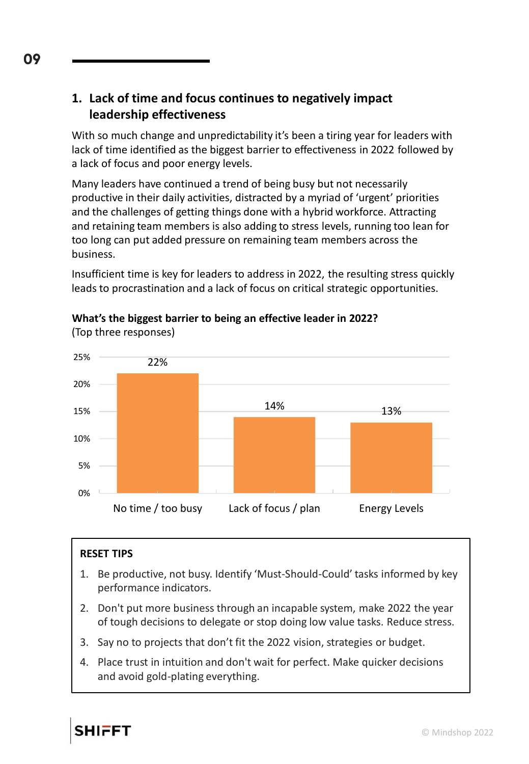## 1. Lack of time and focus continues to negatively impact leadership effectiveness

With so much change and unpredictability it's been a tiring year for leaders with lack of time identified as the biggest barrier to effectiveness in 2022 followed by a lack of focus and poor energy levels.

Many leaders have continued a trend of being busy but not necessarily productive in their daily activities, distracted by a myriad of 'urgent' priorities and the challenges of getting things done with a hybrid workforce. Attracting and retaining team members is also adding to stress levels, running too lean for too long can put added pressure on remaining team members across the business.

Insufficient time is key for leaders to address in 2022, the resulting stress quickly leads to procrastination and a lack of focus on critical strategic opportunities.

**What's the biggest barrier to being an effective leader in 2022?**
(Top three responses)

| Barrier | Percentage |
|---|---|
| No time / too busy | 22% |
| Lack of focus / plan | 14% |
| Energy Levels | 13% |

**RESET TIPS**

1. Be productive, not busy. Identify 'Must-Should-Could' tasks informed by key performance indicators.
2. Don't put more business through an incapable system, make 2022 the year of tough decisions to delegate or stop doing low value tasks. Reduce stress.
3. Say no to projects that don't fit the 2022 vision, strategies or budget.
4. Place trust in intuition and don't wait for perfect. Make quicker decisions and avoid gold-plating everything.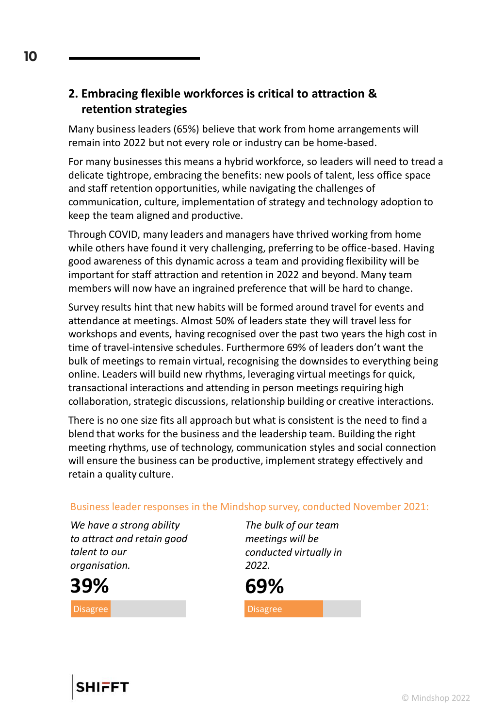## 2. Embracing flexible workforces is critical to attraction & retention strategies

Many business leaders (65%) believe that work from home arrangements will remain into 2022 but not every role or industry can be home-based.

For many businesses this means a hybrid workforce, so leaders will need to tread a delicate tightrope, embracing the benefits: new pools of talent, less office space and staff retention opportunities, while navigating the challenges of communication, culture, implementation of strategy and technology adoption to keep the team aligned and productive.

Through COVID, many leaders and managers have thrived working from home while others have found it very challenging, preferring to be office-based. Having good awareness of this dynamic across a team and providing flexibility will be important for staff attraction and retention in 2022 and beyond. Many team members will now have an ingrained preference that will be hard to change.

Survey results hint that new habits will be formed around travel for events and attendance at meetings. Almost 50% of leaders state they will travel less for workshops and events, having recognised over the past two years the high cost in time of travel-intensive schedules. Furthermore 69% of leaders don't want the bulk of meetings to remain virtual, recognising the downsides to everything being online. Leaders will build new rhythms, leveraging virtual meetings for quick, transactional interactions and attending in person meetings requiring high collaboration, strategic discussions, relationship building or creative interactions.

There is no one size fits all approach but what is consistent is the need to find a blend that works for the business and the leadership team. Building the right meeting rhythms, use of technology, communication styles and social connection will ensure the business can be productive, implement strategy effectively and retain a quality culture.

Business leader responses in the Mindshop survey, conducted November 2021:

*We have a strong ability to attract and retain good talent to our organisation.*

**39%**

Disagree

*The bulk of our team meetings will be conducted virtually in 2022.*

**69%**

Disagree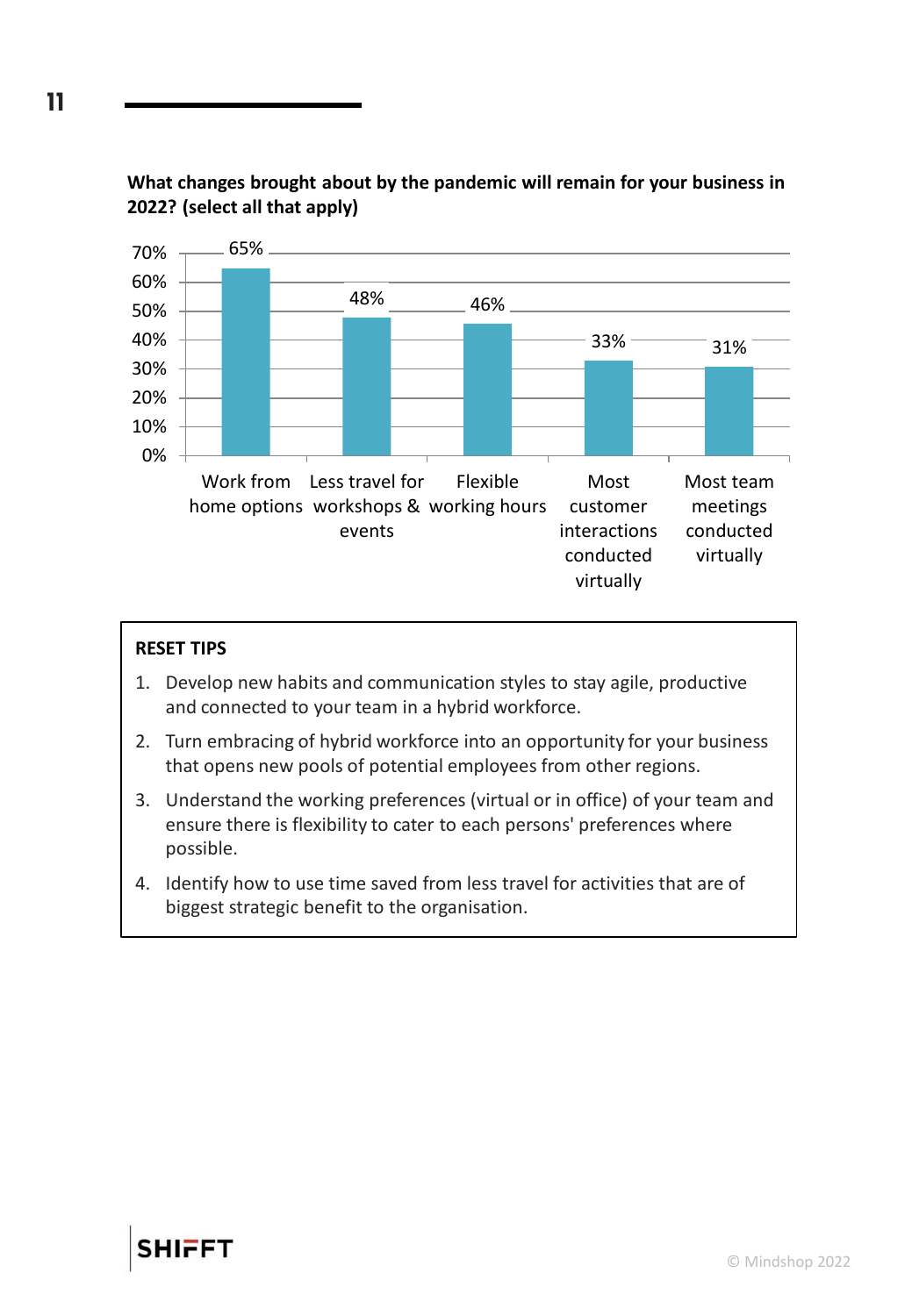**What changes brought about by the pandemic will remain for your business in 2022? (select all that apply)**

| Change | Percentage |
|---|---|
| Work from home options | 65% |
| Less travel for workshops & events | 48% |
| Flexible working hours | 46% |
| Most customer interactions conducted virtually | 33% |
| Most team meetings conducted virtually | 31% |

**RESET TIPS**

1. Develop new habits and communication styles to stay agile, productive and connected to your team in a hybrid workforce.
2. Turn embracing of hybrid workforce into an opportunity for your business that opens new pools of potential employees from other regions.
3. Understand the working preferences (virtual or in office) of your team and ensure there is flexibility to cater to each persons' preferences where possible.
4. Identify how to use time saved from less travel for activities that are of biggest strategic benefit to the organisation.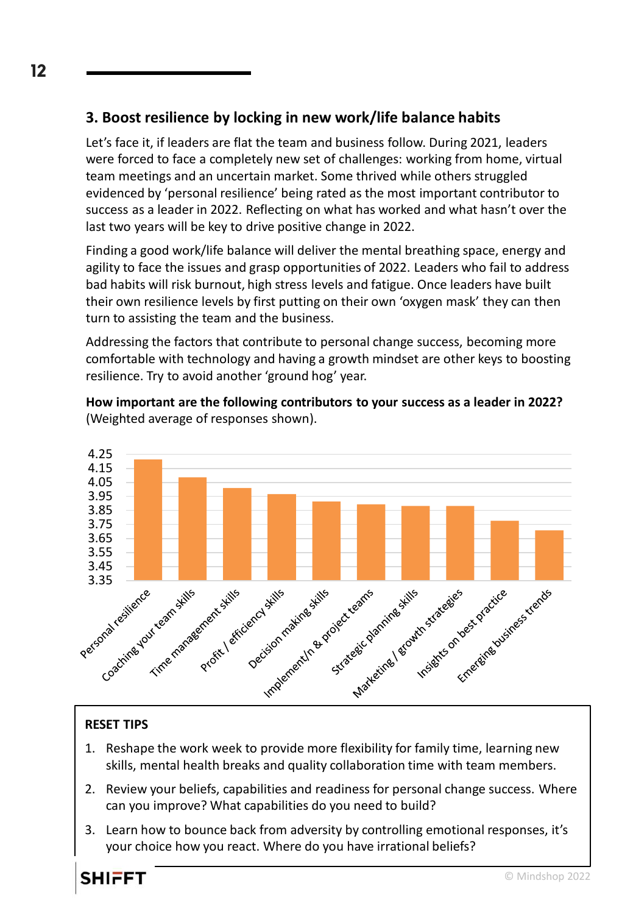## 3. Boost resilience by locking in new work/life balance habits

Let's face it, if leaders are flat the team and business follow. During 2021, leaders were forced to face a completely new set of challenges: working from home, virtual team meetings and an uncertain market. Some thrived while others struggled evidenced by 'personal resilience' being rated as the most important contributor to success as a leader in 2022. Reflecting on what has worked and what hasn't over the last two years will be key to drive positive change in 2022.

Finding a good work/life balance will deliver the mental breathing space, energy and agility to face the issues and grasp opportunities of 2022. Leaders who fail to address bad habits will risk burnout, high stress levels and fatigue. Once leaders have built their own resilience levels by first putting on their own 'oxygen mask' they can then turn to assisting the team and the business.

Addressing the factors that contribute to personal change success, becoming more comfortable with technology and having a growth mindset are other keys to boosting resilience. Try to avoid another 'ground hog' year.

**How important are the following contributors to your success as a leader in 2022?** (Weighted average of responses shown).

**RESET TIPS**

1. Reshape the work week to provide more flexibility for family time, learning new skills, mental health breaks and quality collaboration time with team members.
2. Review your beliefs, capabilities and readiness for personal change success. Where can you improve? What capabilities do you need to build?
3. Learn how to bounce back from adversity by controlling emotional responses, it's your choice how you react. Where do you have irrational beliefs?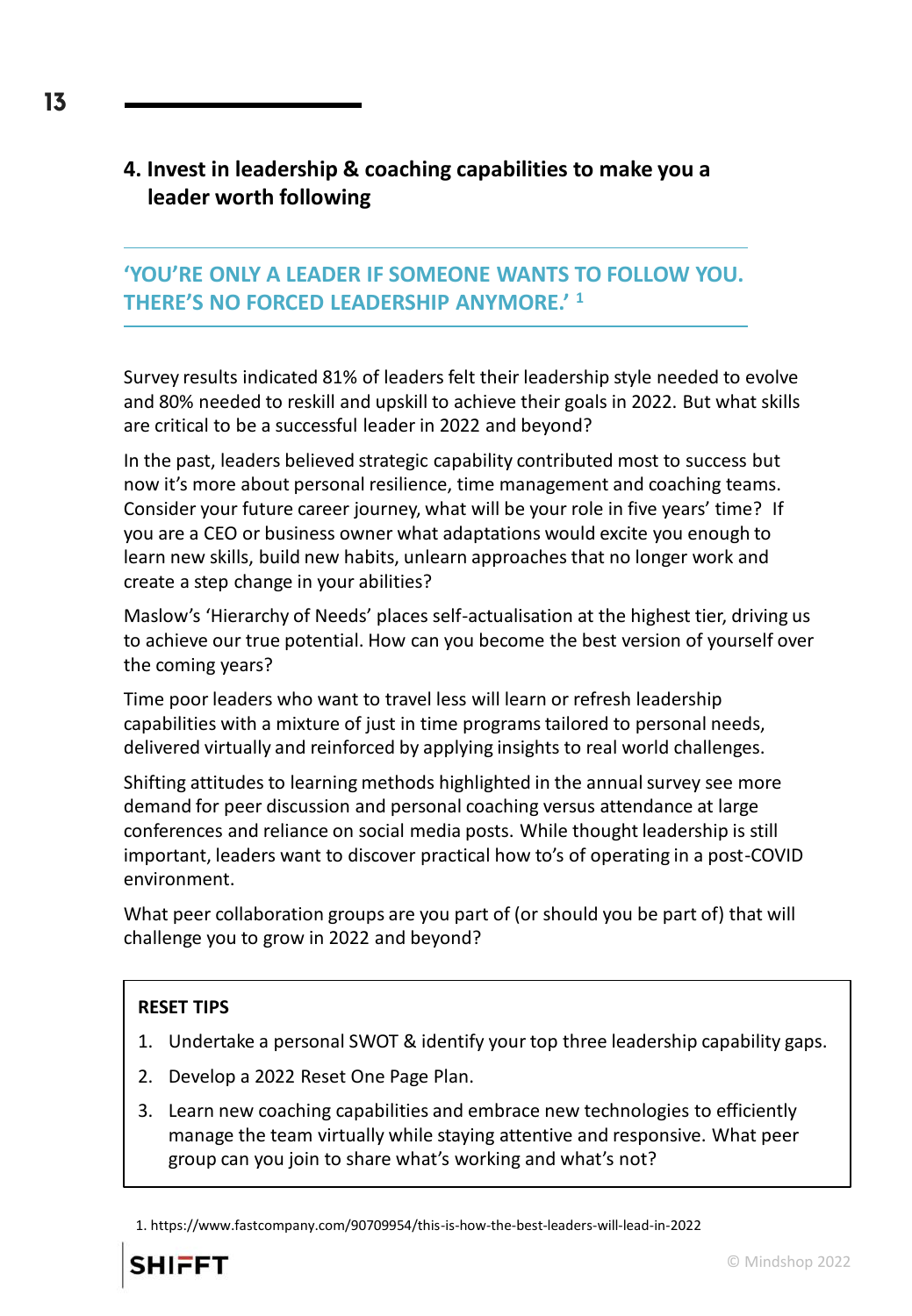## 4. Invest in leadership & coaching capabilities to make you a leader worth following

**'YOU'RE ONLY A LEADER IF SOMEONE WANTS TO FOLLOW YOU. THERE'S NO FORCED LEADERSHIP ANYMORE.'** [1]

Survey results indicated 81% of leaders felt their leadership style needed to evolve and 80% needed to reskill and upskill to achieve their goals in 2022. But what skills are critical to be a successful leader in 2022 and beyond?

In the past, leaders believed strategic capability contributed most to success but now it's more about personal resilience, time management and coaching teams. Consider your future career journey, what will be your role in five years' time? If you are a CEO or business owner what adaptations would excite you enough to learn new skills, build new habits, unlearn approaches that no longer work and create a step change in your abilities?

Maslow's 'Hierarchy of Needs' places self-actualisation at the highest tier, driving us to achieve our true potential. How can you become the best version of yourself over the coming years?

Time poor leaders who want to travel less will learn or refresh leadership capabilities with a mixture of just in time programs tailored to personal needs, delivered virtually and reinforced by applying insights to real world challenges.

Shifting attitudes to learning methods highlighted in the annual survey see more demand for peer discussion and personal coaching versus attendance at large conferences and reliance on social media posts. While thought leadership is still important, leaders want to discover practical how to's of operating in a post-COVID environment.

What peer collaboration groups are you part of (or should you be part of) that will challenge you to grow in 2022 and beyond?

**RESET TIPS**

1. Undertake a personal SWOT & identify your top three leadership capability gaps.
2. Develop a 2022 Reset One Page Plan.
3. Learn new coaching capabilities and embrace new technologies to efficiently manage the team virtually while staying attentive and responsive. What peer group can you join to share what's working and what's not?

1. https://www.fastcompany.com/90709954/this-is-how-the-best-leaders-will-lead-in-2022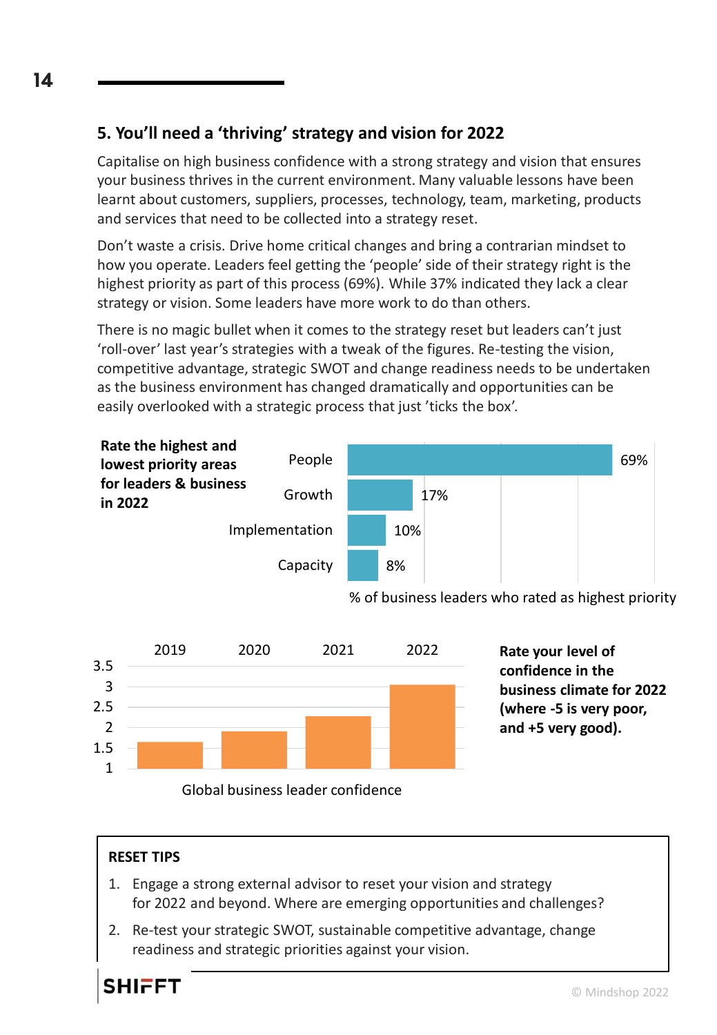## 5. You'll need a 'thriving' strategy and vision for 2022

Capitalise on high business confidence with a strong strategy and vision that ensures your business thrives in the current environment. Many valuable lessons have been learnt about customers, suppliers, processes, technology, team, marketing, products and services that need to be collected into a strategy reset.

Don't waste a crisis. Drive home critical changes and bring a contrarian mindset to how you operate. Leaders feel getting the 'people' side of their strategy right is the highest priority as part of this process (69%). While 37% indicated they lack a clear strategy or vision. Some leaders have more work to do than others.

There is no magic bullet when it comes to the strategy reset but leaders can't just 'roll-over' last year's strategies with a tweak of the figures. Re-testing the vision, competitive advantage, strategic SWOT and change readiness needs to be undertaken as the business environment has changed dramatically and opportunities can be easily overlooked with a strategic process that just 'ticks the box'.

**Rate the highest and lowest priority areas for leaders & business in 2022**

| Area | % of business leaders who rated as highest priority |
|---|---|
| People | 69% |
| Growth | 17% |
| Implementation | 10% |
| Capacity | 8% |

**Rate your level of confidence in the business climate for 2022 (where -5 is very poor, and +5 very good).**

Global business leader confidence (chart, years 2019, 2020, 2021, 2022; axis 1 to 3.5)

**RESET TIPS**

1. Engage a strong external advisor to reset your vision and strategy for 2022 and beyond. Where are emerging opportunities and challenges?
2. Re-test your strategic SWOT, sustainable competitive advantage, change readiness and strategic priorities against your vision.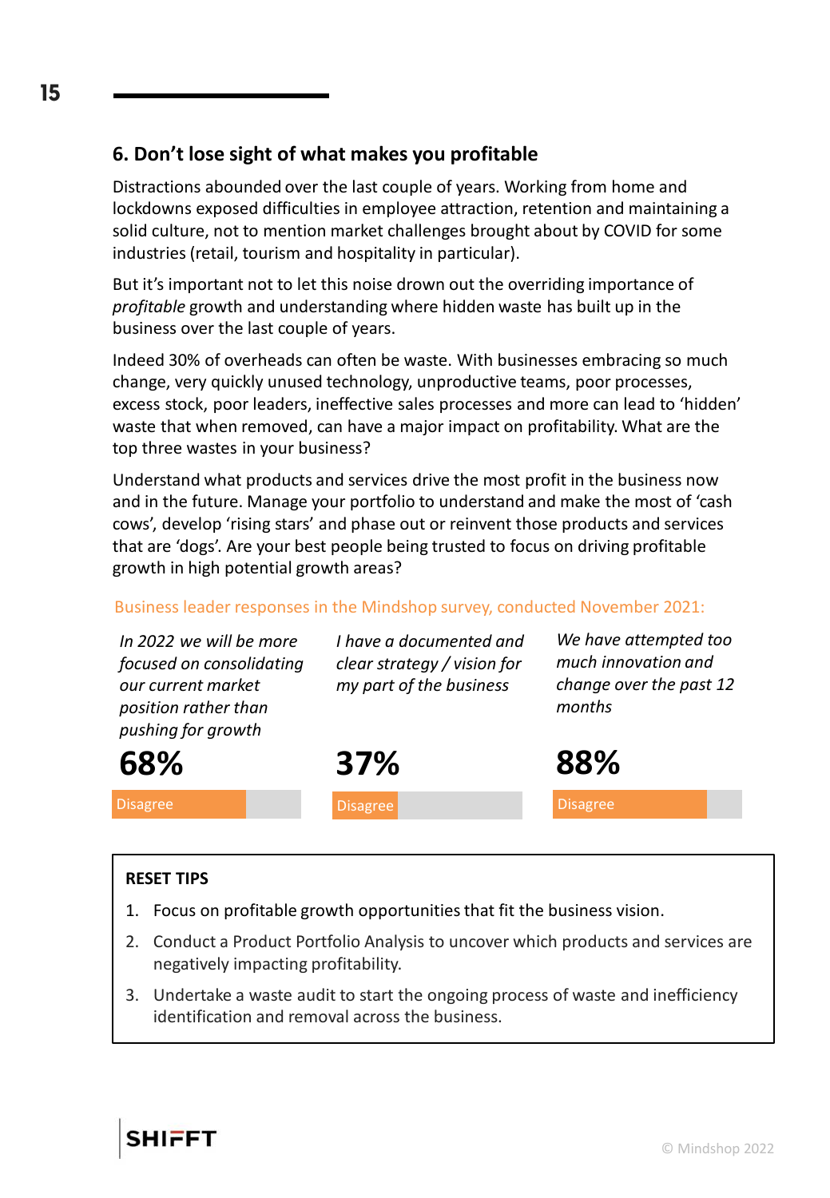## 6. Don't lose sight of what makes you profitable

Distractions abounded over the last couple of years. Working from home and lockdowns exposed difficulties in employee attraction, retention and maintaining a solid culture, not to mention market challenges brought about by COVID for some industries (retail, tourism and hospitality in particular).

But it's important not to let this noise drown out the overriding importance of *profitable* growth and understanding where hidden waste has built up in the business over the last couple of years.

Indeed 30% of overheads can often be waste. With businesses embracing so much change, very quickly unused technology, unproductive teams, poor processes, excess stock, poor leaders, ineffective sales processes and more can lead to 'hidden' waste that when removed, can have a major impact on profitability. What are the top three wastes in your business?

Understand what products and services drive the most profit in the business now and in the future. Manage your portfolio to understand and make the most of 'cash cows', develop 'rising stars' and phase out or reinvent those products and services that are 'dogs'. Are your best people being trusted to focus on driving profitable growth in high potential growth areas?

Business leader responses in the Mindshop survey, conducted November 2021:

| *In 2022 we will be more focused on consolidating our current market position rather than pushing for growth* | *I have a documented and clear strategy / vision for my part of the business* | *We have attempted too much innovation and change over the past 12 months* |
|---|---|---|
| **68%** | **37%** | **88%** |
| Disagree | Disagree | Disagree |

**RESET TIPS**

1. Focus on profitable growth opportunities that fit the business vision.
2. Conduct a Product Portfolio Analysis to uncover which products and services are negatively impacting profitability.
3. Undertake a waste audit to start the ongoing process of waste and inefficiency identification and removal across the business.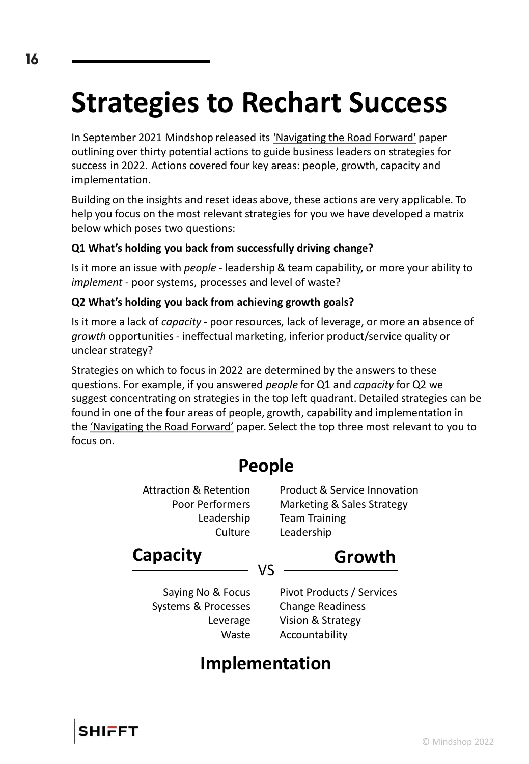# Strategies to Rechart Success

In September 2021 Mindshop released its 'Navigating the Road Forward' paper outlining over thirty potential actions to guide business leaders on strategies for success in 2022. Actions covered four key areas: people, growth, capacity and implementation.

Building on the insights and reset ideas above, these actions are very applicable. To help you focus on the most relevant strategies for you we have developed a matrix below which poses two questions:

**Q1 What's holding you back from successfully driving change?**

Is it more an issue with *people* - leadership & team capability, or more your ability to *implement* - poor systems, processes and level of waste?

**Q2 What's holding you back from achieving growth goals?**

Is it more a lack of *capacity* - poor resources, lack of leverage, or more an absence of *growth* opportunities - ineffectual marketing, inferior product/service quality or unclear strategy?

Strategies on which to focus in 2022 are determined by the answers to these questions. For example, if you answered *people* for Q1 and *capacity* for Q2 we suggest concentrating on strategies in the top left quadrant. Detailed strategies can be found in one of the four areas of people, growth, capability and implementation in the 'Navigating the Road Forward' paper. Select the top three most relevant to you to focus on.

**People** (top) / **Implementation** (bottom) — **Capacity** (left) VS **Growth** (right)

| | Capacity | Growth |
|---|---|---|
| **People** | Attraction & Retention<br>Poor Performers<br>Leadership<br>Culture | Product & Service Innovation<br>Marketing & Sales Strategy<br>Team Training<br>Leadership |
| **Implementation** | Saying No & Focus<br>Systems & Processes<br>Leverage<br>Waste | Pivot Products / Services<br>Change Readiness<br>Vision & Strategy<br>Accountability |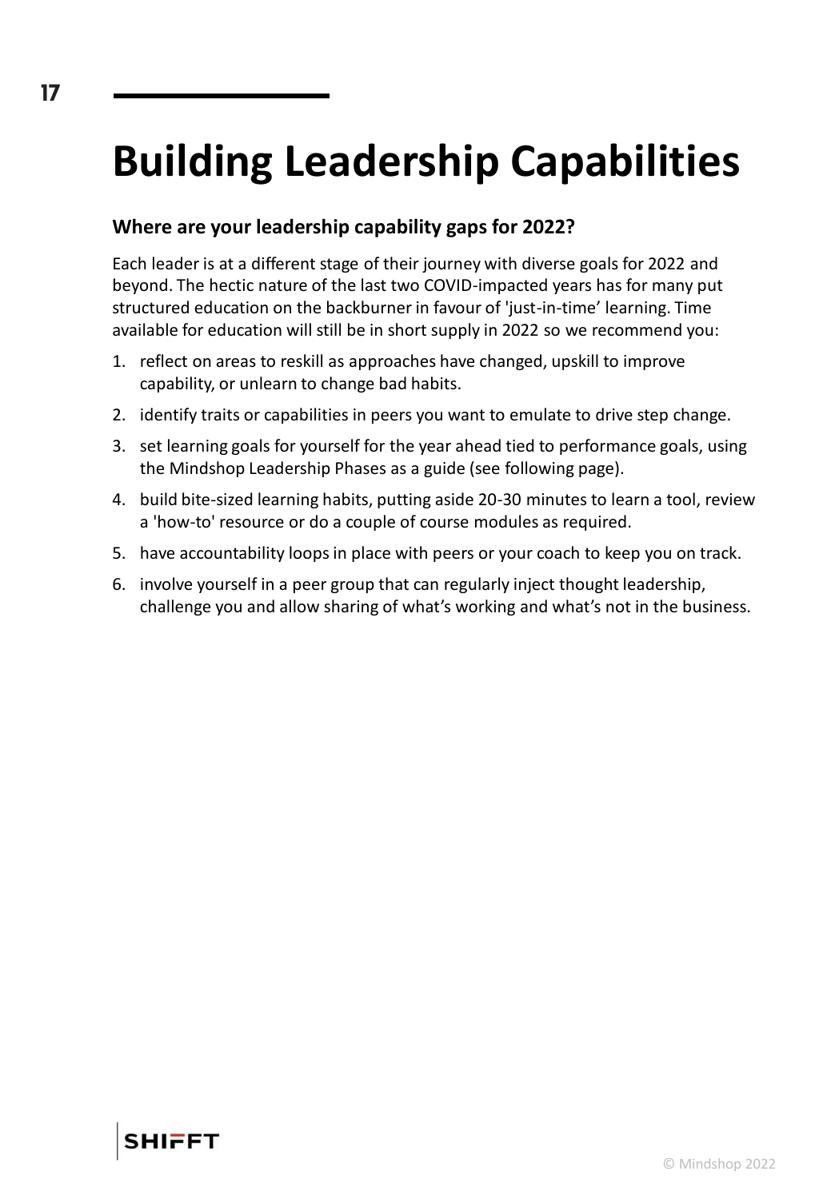# Building Leadership Capabilities

### Where are your leadership capability gaps for 2022?

Each leader is at a different stage of their journey with diverse goals for 2022 and beyond. The hectic nature of the last two COVID-impacted years has for many put structured education on the backburner in favour of 'just-in-time' learning. Time available for education will still be in short supply in 2022 so we recommend you:

1. reflect on areas to reskill as approaches have changed, upskill to improve capability, or unlearn to change bad habits.
2. identify traits or capabilities in peers you want to emulate to drive step change.
3. set learning goals for yourself for the year ahead tied to performance goals, using the Mindshop Leadership Phases as a guide (see following page).
4. build bite-sized learning habits, putting aside 20-30 minutes to learn a tool, review a 'how-to' resource or do a couple of course modules as required.
5. have accountability loops in place with peers or your coach to keep you on track.
6. involve yourself in a peer group that can regularly inject thought leadership, challenge you and allow sharing of what's working and what's not in the business.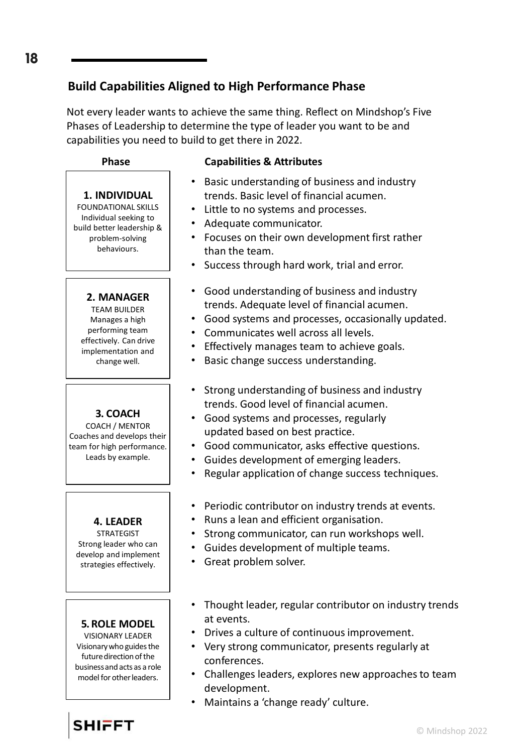## Build Capabilities Aligned to High Performance Phase

Not every leader wants to achieve the same thing. Reflect on Mindshop's Five Phases of Leadership to determine the type of leader you want to be and capabilities you need to build to get there in 2022.

| Phase | Capabilities & Attributes |
| --- | --- |
| **1. INDIVIDUAL**<br>FOUNDATIONAL SKILLS<br>Individual seeking to build better leadership & problem-solving behaviours. | • Basic understanding of business and industry trends. Basic level of financial acumen.<br>• Little to no systems and processes.<br>• Adequate communicator.<br>• Focuses on their own development first rather than the team.<br>• Success through hard work, trial and error. |
| **2. MANAGER**<br>TEAM BUILDER<br>Manages a high performing team effectively. Can drive implementation and change well. | • Good understanding of business and industry trends. Adequate level of financial acumen.<br>• Good systems and processes, occasionally updated.<br>• Communicates well across all levels.<br>• Effectively manages team to achieve goals.<br>• Basic change success understanding. |
| **3. COACH**<br>COACH / MENTOR<br>Coaches and develops their team for high performance. Leads by example. | • Strong understanding of business and industry trends. Good level of financial acumen.<br>• Good systems and processes, regularly updated based on best practice.<br>• Good communicator, asks effective questions.<br>• Guides development of emerging leaders.<br>• Regular application of change success techniques. |
| **4. LEADER**<br>STRATEGIST<br>Strong leader who can develop and implement strategies effectively. | • Periodic contributor on industry trends at events.<br>• Runs a lean and efficient organisation.<br>• Strong communicator, can run workshops well.<br>• Guides development of multiple teams.<br>• Great problem solver. |
| **5. ROLE MODEL**<br>VISIONARY LEADER<br>Visionary who guides the future direction of the business and acts as a role model for other leaders. | • Thought leader, regular contributor on industry trends at events.<br>• Drives a culture of continuous improvement.<br>• Very strong communicator, presents regularly at conferences.<br>• Challenges leaders, explores new approaches to team development.<br>• Maintains a 'change ready' culture. |

SHIFFT

© Mindshop 2022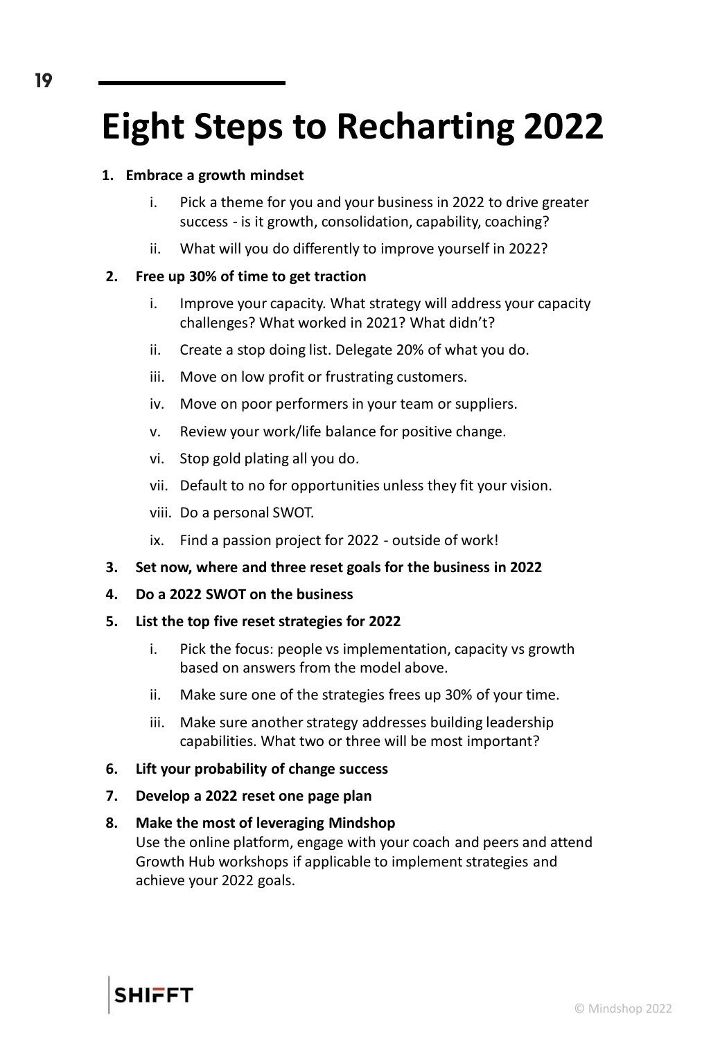# Eight Steps to Recharting 2022

1. **Embrace a growth mindset**
    1. Pick a theme for you and your business in 2022 to drive greater success - is it growth, consolidation, capability, coaching?
    2. What will you do differently to improve yourself in 2022?
2. **Free up 30% of time to get traction**
    1. Improve your capacity. What strategy will address your capacity challenges? What worked in 2021? What didn't?
    2. Create a stop doing list. Delegate 20% of what you do.
    3. Move on low profit or frustrating customers.
    4. Move on poor performers in your team or suppliers.
    5. Review your work/life balance for positive change.
    6. Stop gold plating all you do.
    7. Default to no for opportunities unless they fit your vision.
    8. Do a personal SWOT.
    9. Find a passion project for 2022 - outside of work!
3. **Set now, where and three reset goals for the business in 2022**
4. **Do a 2022 SWOT on the business**
5. **List the top five reset strategies for 2022**
    1. Pick the focus: people vs implementation, capacity vs growth based on answers from the model above.
    2. Make sure one of the strategies frees up 30% of your time.
    3. Make sure another strategy addresses building leadership capabilities. What two or three will be most important?
6. **Lift your probability of change success**
7. **Develop a 2022 reset one page plan**
8. **Make the most of leveraging Mindshop**
   Use the online platform, engage with your coach and peers and attend Growth Hub workshops if applicable to implement strategies and achieve your 2022 goals.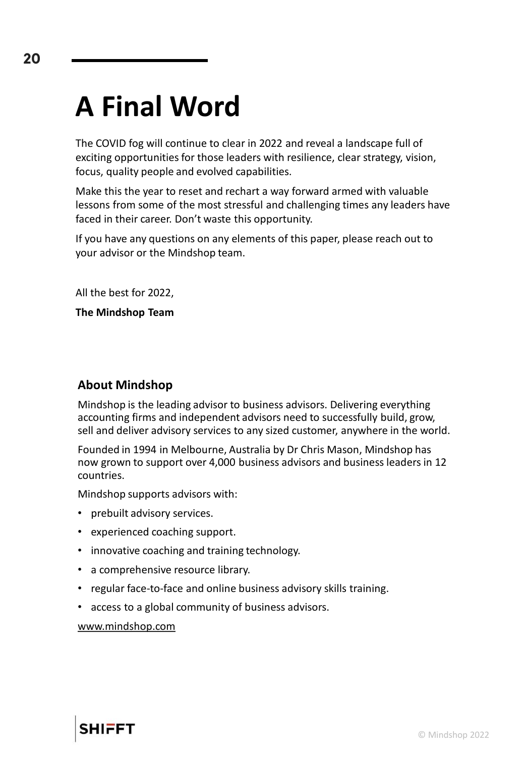# A Final Word

The COVID fog will continue to clear in 2022 and reveal a landscape full of exciting opportunities for those leaders with resilience, clear strategy, vision, focus, quality people and evolved capabilities.

Make this the year to reset and rechart a way forward armed with valuable lessons from some of the most stressful and challenging times any leaders have faced in their career. Don't waste this opportunity.

If you have any questions on any elements of this paper, please reach out to your advisor or the Mindshop team.

All the best for 2022,

**The Mindshop Team**

## About Mindshop

Mindshop is the leading advisor to business advisors. Delivering everything accounting firms and independent advisors need to successfully build, grow, sell and deliver advisory services to any sized customer, anywhere in the world.

Founded in 1994 in Melbourne, Australia by Dr Chris Mason, Mindshop has now grown to support over 4,000 business advisors and business leaders in 12 countries.

Mindshop supports advisors with:

- prebuilt advisory services.
- experienced coaching support.
- innovative coaching and training technology.
- a comprehensive resource library.
- regular face-to-face and online business advisory skills training.
- access to a global community of business advisors.

www.mindshop.com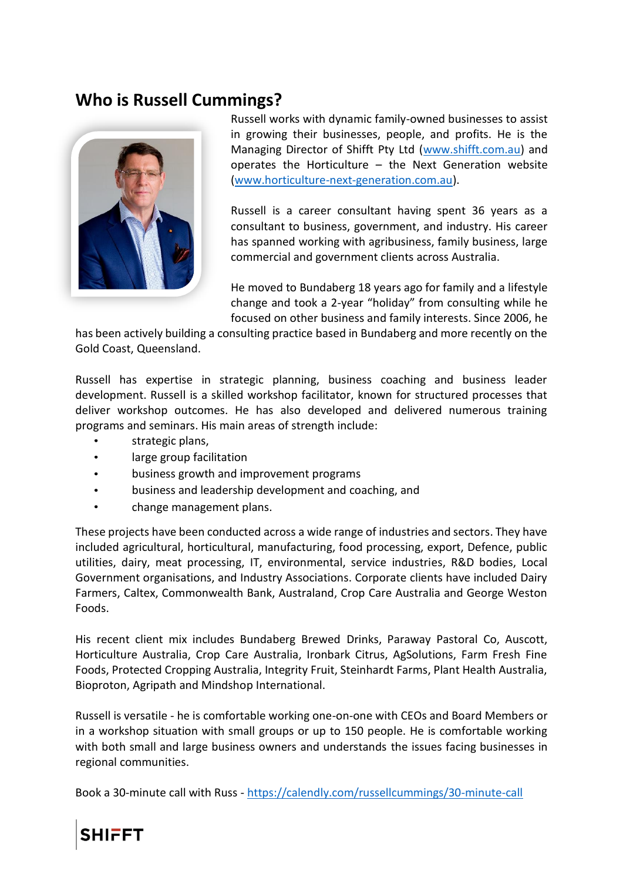## Who is Russell Cummings?

Russell works with dynamic family-owned businesses to assist in growing their businesses, people, and profits. He is the Managing Director of Shifft Pty Ltd (www.shifft.com.au) and operates the Horticulture – the Next Generation website (www.horticulture-next-generation.com.au).

Russell is a career consultant having spent 36 years as a consultant to business, government, and industry. His career has spanned working with agribusiness, family business, large commercial and government clients across Australia.

He moved to Bundaberg 18 years ago for family and a lifestyle change and took a 2-year "holiday" from consulting while he focused on other business and family interests. Since 2006, he has been actively building a consulting practice based in Bundaberg and more recently on the Gold Coast, Queensland.

Russell has expertise in strategic planning, business coaching and business leader development. Russell is a skilled workshop facilitator, known for structured processes that deliver workshop outcomes. He has also developed and delivered numerous training programs and seminars. His main areas of strength include:

- strategic plans,
- large group facilitation
- business growth and improvement programs
- business and leadership development and coaching, and
- change management plans.

These projects have been conducted across a wide range of industries and sectors. They have included agricultural, horticultural, manufacturing, food processing, export, Defence, public utilities, dairy, meat processing, IT, environmental, service industries, R&D bodies, Local Government organisations, and Industry Associations. Corporate clients have included Dairy Farmers, Caltex, Commonwealth Bank, Australand, Crop Care Australia and George Weston Foods.

His recent client mix includes Bundaberg Brewed Drinks, Paraway Pastoral Co, Auscott, Horticulture Australia, Crop Care Australia, Ironbark Citrus, AgSolutions, Farm Fresh Fine Foods, Protected Cropping Australia, Integrity Fruit, Steinhardt Farms, Plant Health Australia, Bioproton, Agripath and Mindshop International.

Russell is versatile - he is comfortable working one-on-one with CEOs and Board Members or in a workshop situation with small groups or up to 150 people. He is comfortable working with both small and large business owners and understands the issues facing businesses in regional communities.

Book a 30-minute call with Russ - https://calendly.com/russellcummings/30-minute-call

SHIFFT